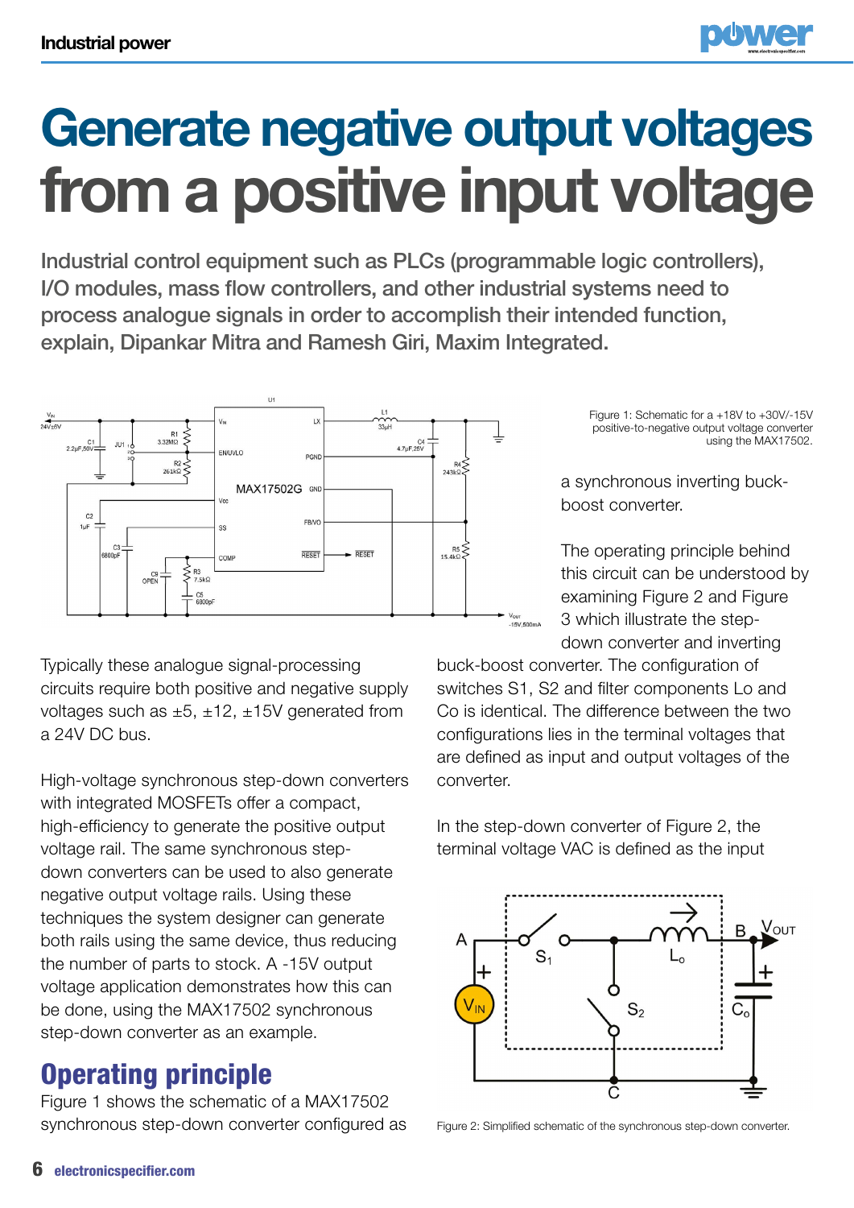# Generate negative output voltages from a positive input voltage

Industrial control equipment such as PLCs (programmable logic controllers), I/O modules, mass flow controllers, and other industrial systems need to process analogue signals in order to accomplish their intended function, explain, Dipankar Mitra and Ramesh Giri, Maxim Integrated.

Figure 1: Schematic for a +18V to +30V/-15V positive-to-negative output voltage converter using the MAX17502.

Typically these analogue signal-processing circuits require both positive and negative supply voltages such as ±5, ±12, ±15V generated from a 24V DC bus.

High-voltage synchronous step-down converters with integrated MOSFETs offer a compact, high-efficiency to generate the positive output voltage rail. The same synchronous step-down converters can be used to also generate negative output voltage rails. Using these techniques the system designer can generate both rails using the same device, thus reducing the number of parts to stock. A -15V output voltage application demonstrates how this can be done, using the MAX17502 synchronous step-down converter as an example.

## Operating principle

Figure 1 shows the schematic of a MAX17502 synchronous step-down converter configured as a synchronous inverting buck-boost converter.

The operating principle behind this circuit can be understood by examining Figure 2 and Figure 3 which illustrate the step-down converter and inverting buck-boost converter. The configuration of switches S1, S2 and filter components Lo and Co is identical. The difference between the two configurations lies in the terminal voltages that are defined as input and output voltages of the converter.

In the step-down converter of Figure 2, the terminal voltage VAC is defined as the input

Figure 2: Simplified schematic of the synchronous step-down converter.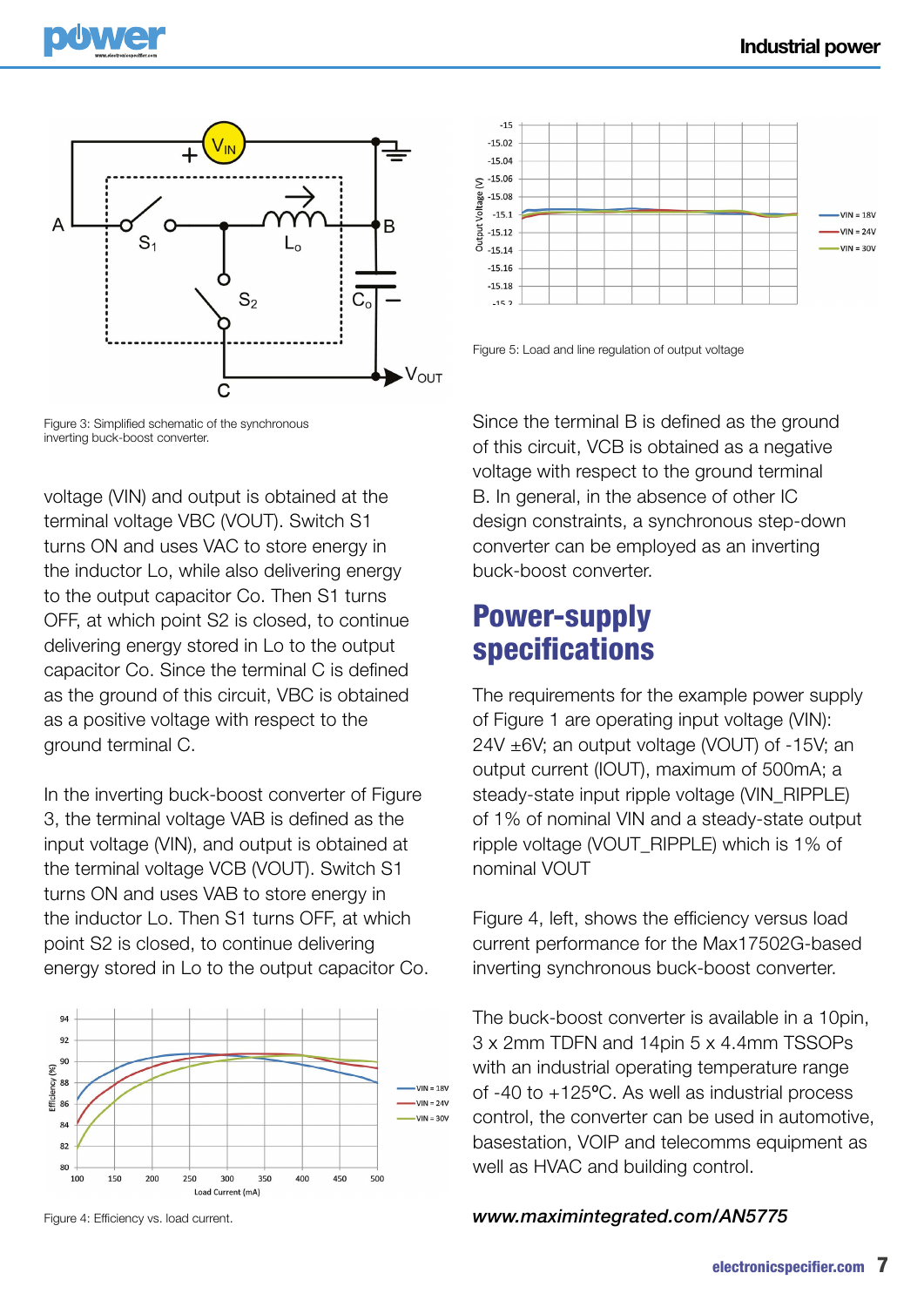A
S1
Lo
B
S2
Co
C
VIN
VOUT

Figure 3: Simplified schematic of the synchronous inverting buck-boost converter.

voltage (VIN) and output is obtained at the terminal voltage VBC (VOUT). Switch S1 turns ON and uses VAC to store energy in the inductor Lo, while also delivering energy to the output capacitor Co. Then S1 turns OFF, at which point S2 is closed, to continue delivering energy stored in Lo to the output capacitor Co. Since the terminal C is defined as the ground of this circuit, VBC is obtained as a positive voltage with respect to the ground terminal C.

In the inverting buck-boost converter of Figure 3, the terminal voltage VAB is defined as the input voltage (VIN), and output is obtained at the terminal voltage VCB (VOUT). Switch S1 turns ON and uses VAB to store energy in the inductor Lo. Then S1 turns OFF, at which point S2 is closed, to continue delivering energy stored in Lo to the output capacitor Co.

Efficiency (%)
94
92
90
88
86
84
82
80
100 150 200 250 300 350 400 450 500
Load Current (mA)
VIN = 18V
VIN = 24V
VIN = 30V

Figure 4: Efficiency vs. load current.

Output Voltage (V)
-15
-15.02
-15.04
-15.06
-15.08
-15.1
-15.12
-15.14
-15.16
-15.18
-15.2
VIN = 18V
VIN = 24V
VIN = 30V

Figure 5: Load and line regulation of output voltage

Since the terminal B is defined as the ground of this circuit, VCB is obtained as a negative voltage with respect to the ground terminal B. In general, in the absence of other IC design constraints, a synchronous step-down converter can be employed as an inverting buck-boost converter.

## Power-supply specifications

The requirements for the example power supply of Figure 1 are operating input voltage (VIN): 24V ±6V; an output voltage (VOUT) of -15V; an output current (IOUT), maximum of 500mA; a steady-state input ripple voltage (VIN_RIPPLE) of 1% of nominal VIN and a steady-state output ripple voltage (VOUT_RIPPLE) which is 1% of nominal VOUT

Figure 4, left, shows the efficiency versus load current performance for the Max17502G-based inverting synchronous buck-boost converter.

The buck-boost converter is available in a 10pin, 3 x 2mm TDFN and 14pin 5 x 4.4mm TSSOPs with an industrial operating temperature range of -40 to +125°C. As well as industrial process control, the converter can be used in automotive, basestation, VOIP and telecomms equipment as well as HVAC and building control.

***www.maximintegrated.com/AN5775***